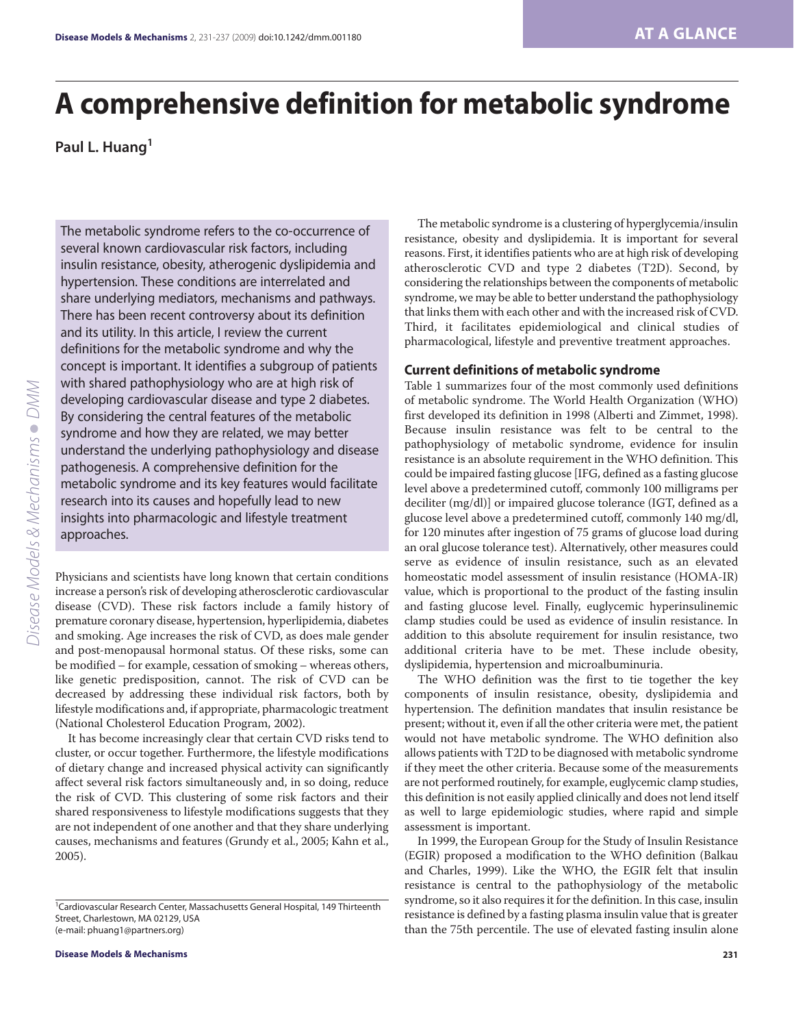AT A GLANCE

# A comprehensive definition for metabolic syndrome

**Paul L. Huang[1]**

> The metabolic syndrome refers to the co-occurrence of several known cardiovascular risk factors, including insulin resistance, obesity, atherogenic dyslipidemia and hypertension. These conditions are interrelated and share underlying mediators, mechanisms and pathways. There has been recent controversy about its definition and its utility. In this article, I review the current definitions for the metabolic syndrome and why the concept is important. It identifies a subgroup of patients with shared pathophysiology who are at high risk of developing cardiovascular disease and type 2 diabetes. By considering the central features of the metabolic syndrome and how they are related, we may better understand the underlying pathophysiology and disease pathogenesis. A comprehensive definition for the metabolic syndrome and its key features would facilitate research into its causes and hopefully lead to new insights into pharmacologic and lifestyle treatment approaches.

Physicians and scientists have long known that certain conditions increase a person's risk of developing atherosclerotic cardiovascular disease (CVD). These risk factors include a family history of premature coronary disease, hypertension, hyperlipidemia, diabetes and smoking. Age increases the risk of CVD, as does male gender and post-menopausal hormonal status. Of these risks, some can be modified – for example, cessation of smoking – whereas others, like genetic predisposition, cannot. The risk of CVD can be decreased by addressing these individual risk factors, both by lifestyle modifications and, if appropriate, pharmacologic treatment (National Cholesterol Education Program, 2002).

It has become increasingly clear that certain CVD risks tend to cluster, or occur together. Furthermore, the lifestyle modifications of dietary change and increased physical activity can significantly affect several risk factors simultaneously and, in so doing, reduce the risk of CVD. This clustering of some risk factors and their shared responsiveness to lifestyle modifications suggests that they are not independent of one another and that they share underlying causes, mechanisms and features (Grundy et al., 2005; Kahn et al., 2005).

The metabolic syndrome is a clustering of hyperglycemia/insulin resistance, obesity and dyslipidemia. It is important for several reasons. First, it identifies patients who are at high risk of developing atherosclerotic CVD and type 2 diabetes (T2D). Second, by considering the relationships between the components of metabolic syndrome, we may be able to better understand the pathophysiology that links them with each other and with the increased risk of CVD. Third, it facilitates epidemiological and clinical studies of pharmacological, lifestyle and preventive treatment approaches.

## Current definitions of metabolic syndrome

Table 1 summarizes four of the most commonly used definitions of metabolic syndrome. The World Health Organization (WHO) first developed its definition in 1998 (Alberti and Zimmet, 1998). Because insulin resistance was felt to be central to the pathophysiology of metabolic syndrome, evidence for insulin resistance is an absolute requirement in the WHO definition. This could be impaired fasting glucose [IFG, defined as a fasting glucose level above a predetermined cutoff, commonly 100 milligrams per deciliter (mg/dl)] or impaired glucose tolerance (IGT, defined as a glucose level above a predetermined cutoff, commonly 140 mg/dl, for 120 minutes after ingestion of 75 grams of glucose load during an oral glucose tolerance test). Alternatively, other measures could serve as evidence of insulin resistance, such as an elevated homeostatic model assessment of insulin resistance (HOMA-IR) value, which is proportional to the product of the fasting insulin and fasting glucose level. Finally, euglycemic hyperinsulinemic clamp studies could be used as evidence of insulin resistance. In addition to this absolute requirement for insulin resistance, two additional criteria have to be met. These include obesity, dyslipidemia, hypertension and microalbuminuria.

The WHO definition was the first to tie together the key components of insulin resistance, obesity, dyslipidemia and hypertension. The definition mandates that insulin resistance be present; without it, even if all the other criteria were met, the patient would not have metabolic syndrome. The WHO definition also allows patients with T2D to be diagnosed with metabolic syndrome if they meet the other criteria. Because some of the measurements are not performed routinely, for example, euglycemic clamp studies, this definition is not easily applied clinically and does not lend itself as well to large epidemiologic studies, where rapid and simple assessment is important.

In 1999, the European Group for the Study of Insulin Resistance (EGIR) proposed a modification to the WHO definition (Balkau and Charles, 1999). Like the WHO, the EGIR felt that insulin resistance is central to the pathophysiology of the metabolic syndrome, so it also requires it for the definition. In this case, insulin resistance is defined by a fasting plasma insulin value that is greater than the 75th percentile. The use of elevated fasting insulin alone

[1]Cardiovascular Research Center, Massachusetts General Hospital, 149 Thirteenth Street, Charlestown, MA 02129, USA
(e-mail: phuang1@partners.org)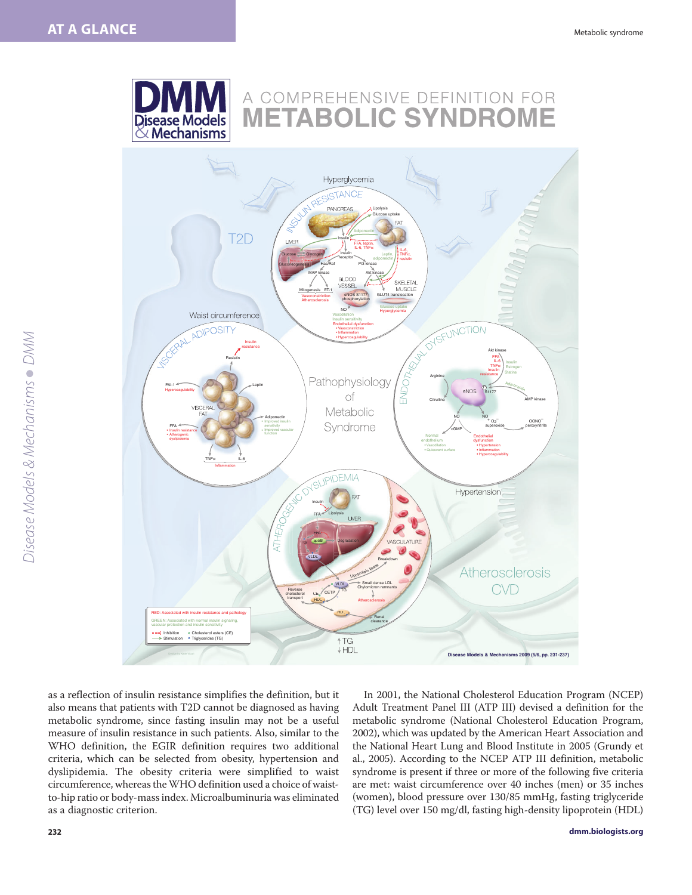as a reflection of insulin resistance simplifies the definition, but it also means that patients with T2D cannot be diagnosed as having metabolic syndrome, since fasting insulin may not be a useful measure of insulin resistance in such patients. Also, similar to the WHO definition, the EGIR definition requires two additional criteria, which can be selected from obesity, hypertension and dyslipidemia. The obesity criteria were simplified to waist circumference, whereas the WHO definition used a choice of waist-to-hip ratio or body-mass index. Microalbuminuria was eliminated as a diagnostic criterion.

In 2001, the National Cholesterol Education Program (NCEP) Adult Treatment Panel III (ATP III) devised a definition for the metabolic syndrome (National Cholesterol Education Program, 2002), which was updated by the American Heart Association and the National Heart Lung and Blood Institute in 2005 (Grundy et al., 2005). According to the NCEP ATP III definition, metabolic syndrome is present if three or more of the following five criteria are met: waist circumference over 40 inches (men) or 35 inches (women), blood pressure over 130/85 mmHg, fasting triglyceride (TG) level over 150 mg/dl, fasting high-density lipoprotein (HDL)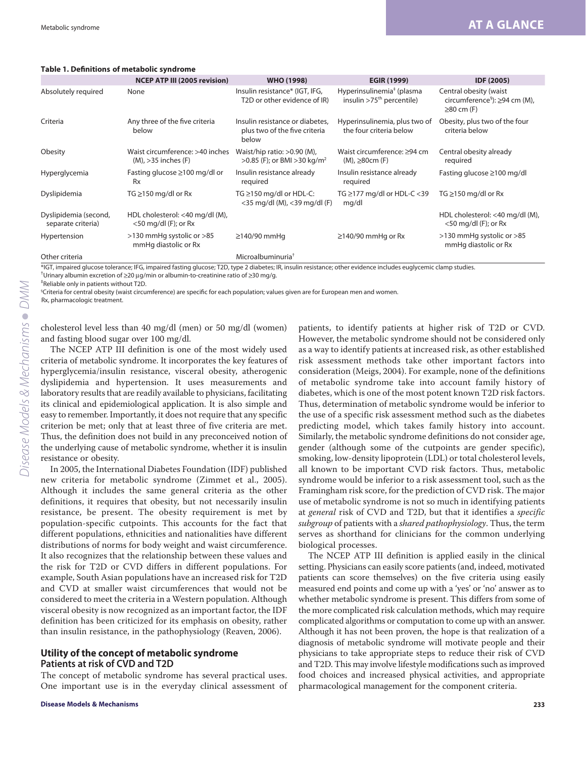**Table 1. Definitions of metabolic syndrome**

| | NCEP ATP III (2005 revision) | WHO (1998) | EGIR (1999) | IDF (2005) |
|---|---|---|---|---|
| Absolutely required | None | Insulin resistance* (IGT, IFG, T2D or other evidence of IR) | Hyperinsulinemia[‡] (plasma insulin >75[th] percentile) | Central obesity (waist circumference[§]): ≥94 cm (M), ≥80 cm (F) |
| Criteria | Any three of the five criteria below | Insulin resistance or diabetes, plus two of the five criteria below | Hyperinsulinemia, plus two of the four criteria below | Obesity, plus two of the four criteria below |
| Obesity | Waist circumference: >40 inches (M), >35 inches (F) | Waist/hip ratio: >0.90 (M), >0.85 (F); or BMI >30 kg/m$^2$ | Waist circumference: ≥94 cm (M), ≥80cm (F) | Central obesity already required |
| Hyperglycemia | Fasting glucose ≥100 mg/dl or Rx | Insulin resistance already required | Insulin resistance already required | Fasting glucose ≥100 mg/dl |
| Dyslipidemia | TG ≥150 mg/dl or Rx | TG ≥150 mg/dl or HDL-C: <35 mg/dl (M), <39 mg/dl (F) | TG ≥177 mg/dl or HDL-C <39 mg/dl | TG ≥150 mg/dl or Rx |
| Dyslipidemia (second, separate criteria) | HDL cholesterol: <40 mg/dl (M), <50 mg/dl (F); or Rx | | | HDL cholesterol: <40 mg/dl (M), <50 mg/dl (F); or Rx |
| Hypertension | >130 mmHg systolic or >85 mmHg diastolic or Rx | ≥140/90 mmHg | ≥140/90 mmHg or Rx | >130 mmHg systolic or >85 mmHg diastolic or Rx |
| Other criteria | | Microalbuminuria[†] | | |

*IGT, impaired glucose tolerance; IFG, impaired fasting glucose; T2D, type 2 diabetes; IR, insulin resistance; other evidence includes euglycemic clamp studies.
[†]Urinary albumin excretion of ≥20 μg/min or albumin-to-creatinine ratio of ≥30 mg/g.
[‡]Reliable only in patients without T2D.
[§]Criteria for central obesity (waist circumference) are specific for each population; values given are for European men and women.
Rx, pharmacologic treatment.

cholesterol level less than 40 mg/dl (men) or 50 mg/dl (women) and fasting blood sugar over 100 mg/dl.

The NCEP ATP III definition is one of the most widely used criteria of metabolic syndrome. It incorporates the key features of hyperglycemia/insulin resistance, visceral obesity, atherogenic dyslipidemia and hypertension. It uses measurements and laboratory results that are readily available to physicians, facilitating its clinical and epidemiological application. It is also simple and easy to remember. Importantly, it does not require that any specific criterion be met; only that at least three of five criteria are met. Thus, the definition does not build in any preconceived notion of the underlying cause of metabolic syndrome, whether it is insulin resistance or obesity.

In 2005, the International Diabetes Foundation (IDF) published new criteria for metabolic syndrome (Zimmet et al., 2005). Although it includes the same general criteria as the other definitions, it requires that obesity, but not necessarily insulin resistance, be present. The obesity requirement is met by population-specific cutpoints. This accounts for the fact that different populations, ethnicities and nationalities have different distributions of norms for body weight and waist circumference. It also recognizes that the relationship between these values and the risk for T2D or CVD differs in different populations. For example, South Asian populations have an increased risk for T2D and CVD at smaller waist circumferences that would not be considered to meet the criteria in a Western population. Although visceral obesity is now recognized as an important factor, the IDF definition has been criticized for its emphasis on obesity, rather than insulin resistance, in the pathophysiology (Reaven, 2006).

## Utility of the concept of metabolic syndrome

### Patients at risk of CVD and T2D

The concept of metabolic syndrome has several practical uses. One important use is in the everyday clinical assessment of patients, to identify patients at higher risk of T2D or CVD. However, the metabolic syndrome should not be considered only as a way to identify patients at increased risk, as other established risk assessment methods take other important factors into consideration (Meigs, 2004). For example, none of the definitions of metabolic syndrome take into account family history of diabetes, which is one of the most potent known T2D risk factors. Thus, determination of metabolic syndrome would be inferior to the use of a specific risk assessment method such as the diabetes predicting model, which takes family history into account. Similarly, the metabolic syndrome definitions do not consider age, gender (although some of the cutpoints are gender specific), smoking, low-density lipoprotein (LDL) or total cholesterol levels, all known to be important CVD risk factors. Thus, metabolic syndrome would be inferior to a risk assessment tool, such as the Framingham risk score, for the prediction of CVD risk. The major use of metabolic syndrome is not so much in identifying patients at *general* risk of CVD and T2D, but that it identifies a *specific subgroup* of patients with a *shared pathophysiology*. Thus, the term serves as shorthand for clinicians for the common underlying biological processes.

The NCEP ATP III definition is applied easily in the clinical setting. Physicians can easily score patients (and, indeed, motivated patients can score themselves) on the five criteria using easily measured end points and come up with a 'yes' or 'no' answer as to whether metabolic syndrome is present. This differs from some of the more complicated risk calculation methods, which may require complicated algorithms or computation to come up with an answer. Although it has not been proven, the hope is that realization of a diagnosis of metabolic syndrome will motivate people and their physicians to take appropriate steps to reduce their risk of CVD and T2D. This may involve lifestyle modifications such as improved food choices and increased physical activities, and appropriate pharmacological management for the component criteria.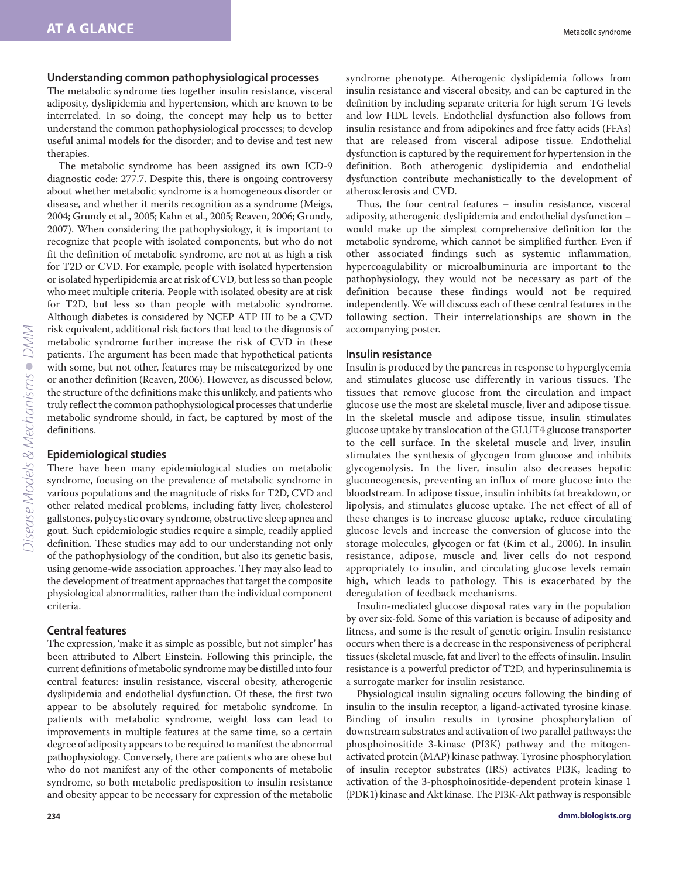## Understanding common pathophysiological processes

The metabolic syndrome ties together insulin resistance, visceral adiposity, dyslipidemia and hypertension, which are known to be interrelated. In so doing, the concept may help us to better understand the common pathophysiological processes; to develop useful animal models for the disorder; and to devise and test new therapies.

The metabolic syndrome has been assigned its own ICD-9 diagnostic code: 277.7. Despite this, there is ongoing controversy about whether metabolic syndrome is a homogeneous disorder or disease, and whether it merits recognition as a syndrome (Meigs, 2004; Grundy et al., 2005; Kahn et al., 2005; Reaven, 2006; Grundy, 2007). When considering the pathophysiology, it is important to recognize that people with isolated components, but who do not fit the definition of metabolic syndrome, are not at as high a risk for T2D or CVD. For example, people with isolated hypertension or isolated hyperlipidemia are at risk of CVD, but less so than people who meet multiple criteria. People with isolated obesity are at risk for T2D, but less so than people with metabolic syndrome. Although diabetes is considered by NCEP ATP III to be a CVD risk equivalent, additional risk factors that lead to the diagnosis of metabolic syndrome further increase the risk of CVD in these patients. The argument has been made that hypothetical patients with some, but not other, features may be miscategorized by one or another definition (Reaven, 2006). However, as discussed below, the structure of the definitions make this unlikely, and patients who truly reflect the common pathophysiological processes that underlie metabolic syndrome should, in fact, be captured by most of the definitions.

## Epidemiological studies

There have been many epidemiological studies on metabolic syndrome, focusing on the prevalence of metabolic syndrome in various populations and the magnitude of risks for T2D, CVD and other related medical problems, including fatty liver, cholesterol gallstones, polycystic ovary syndrome, obstructive sleep apnea and gout. Such epidemiologic studies require a simple, readily applied definition. These studies may add to our understanding not only of the pathophysiology of the condition, but also its genetic basis, using genome-wide association approaches. They may also lead to the development of treatment approaches that target the composite physiological abnormalities, rather than the individual component criteria.

## Central features

The expression, 'make it as simple as possible, but not simpler' has been attributed to Albert Einstein. Following this principle, the current definitions of metabolic syndrome may be distilled into four central features: insulin resistance, visceral obesity, atherogenic dyslipidemia and endothelial dysfunction. Of these, the first two appear to be absolutely required for metabolic syndrome. In patients with metabolic syndrome, weight loss can lead to improvements in multiple features at the same time, so a certain degree of adiposity appears to be required to manifest the abnormal pathophysiology. Conversely, there are patients who are obese but who do not manifest any of the other components of metabolic syndrome, so both metabolic predisposition to insulin resistance and obesity appear to be necessary for expression of the metabolic syndrome phenotype. Atherogenic dyslipidemia follows from insulin resistance and visceral obesity, and can be captured in the definition by including separate criteria for high serum TG levels and low HDL levels. Endothelial dysfunction also follows from insulin resistance and from adipokines and free fatty acids (FFAs) that are released from visceral adipose tissue. Endothelial dysfunction is captured by the requirement for hypertension in the definition. Both atherogenic dyslipidemia and endothelial dysfunction contribute mechanistically to the development of atherosclerosis and CVD.

Thus, the four central features – insulin resistance, visceral adiposity, atherogenic dyslipidemia and endothelial dysfunction – would make up the simplest comprehensive definition for the metabolic syndrome, which cannot be simplified further. Even if other associated findings such as systemic inflammation, hypercoagulability or microalbuminuria are important to the pathophysiology, they would not be necessary as part of the definition because these findings would not be required independently. We will discuss each of these central features in the following section. Their interrelationships are shown in the accompanying poster.

## Insulin resistance

Insulin is produced by the pancreas in response to hyperglycemia and stimulates glucose use differently in various tissues. The tissues that remove glucose from the circulation and impact glucose use the most are skeletal muscle, liver and adipose tissue. In the skeletal muscle and adipose tissue, insulin stimulates glucose uptake by translocation of the GLUT4 glucose transporter to the cell surface. In the skeletal muscle and liver, insulin stimulates the synthesis of glycogen from glucose and inhibits glycogenolysis. In the liver, insulin also decreases hepatic gluconeogenesis, preventing an influx of more glucose into the bloodstream. In adipose tissue, insulin inhibits fat breakdown, or lipolysis, and stimulates glucose uptake. The net effect of all of these changes is to increase glucose uptake, reduce circulating glucose levels and increase the conversion of glucose into the storage molecules, glycogen or fat (Kim et al., 2006). In insulin resistance, adipose, muscle and liver cells do not respond appropriately to insulin, and circulating glucose levels remain high, which leads to pathology. This is exacerbated by the deregulation of feedback mechanisms.

Insulin-mediated glucose disposal rates vary in the population by over six-fold. Some of this variation is because of adiposity and fitness, and some is the result of genetic origin. Insulin resistance occurs when there is a decrease in the responsiveness of peripheral tissues (skeletal muscle, fat and liver) to the effects of insulin. Insulin resistance is a powerful predictor of T2D, and hyperinsulinemia is a surrogate marker for insulin resistance.

Physiological insulin signaling occurs following the binding of insulin to the insulin receptor, a ligand-activated tyrosine kinase. Binding of insulin results in tyrosine phosphorylation of downstream substrates and activation of two parallel pathways: the phosphoinositide 3-kinase (PI3K) pathway and the mitogen-activated protein (MAP) kinase pathway. Tyrosine phosphorylation of insulin receptor substrates (IRS) activates PI3K, leading to activation of the 3-phosphoinositide-dependent protein kinase 1 (PDK1) kinase and Akt kinase. The PI3K-Akt pathway is responsible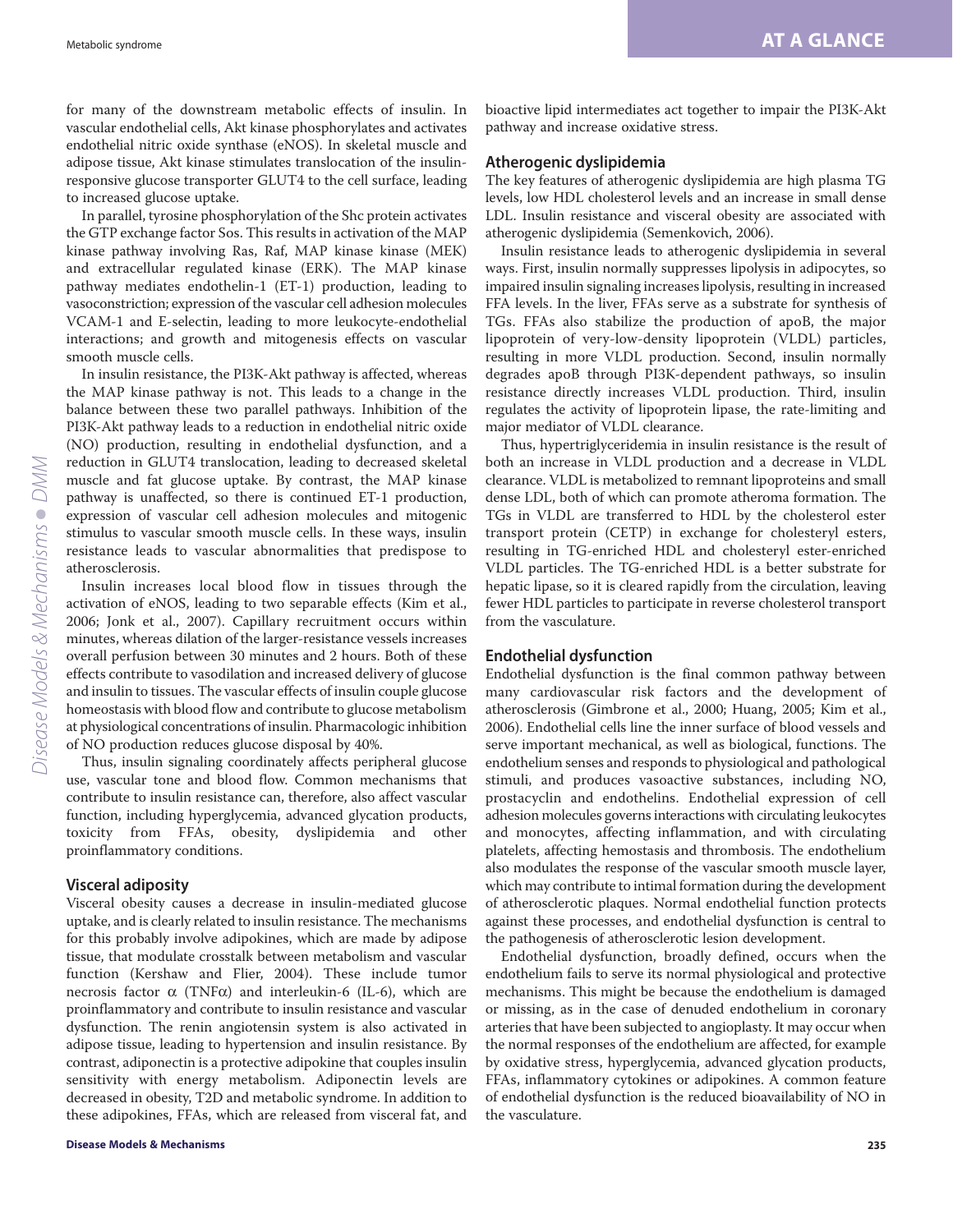for many of the downstream metabolic effects of insulin. In vascular endothelial cells, Akt kinase phosphorylates and activates endothelial nitric oxide synthase (eNOS). In skeletal muscle and adipose tissue, Akt kinase stimulates translocation of the insulin-responsive glucose transporter GLUT4 to the cell surface, leading to increased glucose uptake.

In parallel, tyrosine phosphorylation of the Shc protein activates the GTP exchange factor Sos. This results in activation of the MAP kinase pathway involving Ras, Raf, MAP kinase kinase (MEK) and extracellular regulated kinase (ERK). The MAP kinase pathway mediates endothelin-1 (ET-1) production, leading to vasoconstriction; expression of the vascular cell adhesion molecules VCAM-1 and E-selectin, leading to more leukocyte-endothelial interactions; and growth and mitogenesis effects on vascular smooth muscle cells.

In insulin resistance, the PI3K-Akt pathway is affected, whereas the MAP kinase pathway is not. This leads to a change in the balance between these two parallel pathways. Inhibition of the PI3K-Akt pathway leads to a reduction in endothelial nitric oxide (NO) production, resulting in endothelial dysfunction, and a reduction in GLUT4 translocation, leading to decreased skeletal muscle and fat glucose uptake. By contrast, the MAP kinase pathway is unaffected, so there is continued ET-1 production, expression of vascular cell adhesion molecules and mitogenic stimulus to vascular smooth muscle cells. In these ways, insulin resistance leads to vascular abnormalities that predispose to atherosclerosis.

Insulin increases local blood flow in tissues through the activation of eNOS, leading to two separable effects (Kim et al., 2006; Jonk et al., 2007). Capillary recruitment occurs within minutes, whereas dilation of the larger-resistance vessels increases overall perfusion between 30 minutes and 2 hours. Both of these effects contribute to vasodilation and increased delivery of glucose and insulin to tissues. The vascular effects of insulin couple glucose homeostasis with blood flow and contribute to glucose metabolism at physiological concentrations of insulin. Pharmacologic inhibition of NO production reduces glucose disposal by 40%.

Thus, insulin signaling coordinately affects peripheral glucose use, vascular tone and blood flow. Common mechanisms that contribute to insulin resistance can, therefore, also affect vascular function, including hyperglycemia, advanced glycation products, toxicity from FFAs, obesity, dyslipidemia and other proinflammatory conditions.

## Visceral adiposity

Visceral obesity causes a decrease in insulin-mediated glucose uptake, and is clearly related to insulin resistance. The mechanisms for this probably involve adipokines, which are made by adipose tissue, that modulate crosstalk between metabolism and vascular function (Kershaw and Flier, 2004). These include tumor necrosis factor $\alpha$ (TNF$\alpha$) and interleukin-6 (IL-6), which are proinflammatory and contribute to insulin resistance and vascular dysfunction. The renin angiotensin system is also activated in adipose tissue, leading to hypertension and insulin resistance. By contrast, adiponectin is a protective adipokine that couples insulin sensitivity with energy metabolism. Adiponectin levels are decreased in obesity, T2D and metabolic syndrome. In addition to these adipokines, FFAs, which are released from visceral fat, and bioactive lipid intermediates act together to impair the PI3K-Akt pathway and increase oxidative stress.

## Atherogenic dyslipidemia

The key features of atherogenic dyslipidemia are high plasma TG levels, low HDL cholesterol levels and an increase in small dense LDL. Insulin resistance and visceral obesity are associated with atherogenic dyslipidemia (Semenkovich, 2006).

Insulin resistance leads to atherogenic dyslipidemia in several ways. First, insulin normally suppresses lipolysis in adipocytes, so impaired insulin signaling increases lipolysis, resulting in increased FFA levels. In the liver, FFAs serve as a substrate for synthesis of TGs. FFAs also stabilize the production of apoB, the major lipoprotein of very-low-density lipoprotein (VLDL) particles, resulting in more VLDL production. Second, insulin normally degrades apoB through PI3K-dependent pathways, so insulin resistance directly increases VLDL production. Third, insulin regulates the activity of lipoprotein lipase, the rate-limiting and major mediator of VLDL clearance.

Thus, hypertriglyceridemia in insulin resistance is the result of both an increase in VLDL production and a decrease in VLDL clearance. VLDL is metabolized to remnant lipoproteins and small dense LDL, both of which can promote atheroma formation. The TGs in VLDL are transferred to HDL by the cholesterol ester transport protein (CETP) in exchange for cholesteryl esters, resulting in TG-enriched HDL and cholesteryl ester-enriched VLDL particles. The TG-enriched HDL is a better substrate for hepatic lipase, so it is cleared rapidly from the circulation, leaving fewer HDL particles to participate in reverse cholesterol transport from the vasculature.

## Endothelial dysfunction

Endothelial dysfunction is the final common pathway between many cardiovascular risk factors and the development of atherosclerosis (Gimbrone et al., 2000; Huang, 2005; Kim et al., 2006). Endothelial cells line the inner surface of blood vessels and serve important mechanical, as well as biological, functions. The endothelium senses and responds to physiological and pathological stimuli, and produces vasoactive substances, including NO, prostacyclin and endothelins. Endothelial expression of cell adhesion molecules governs interactions with circulating leukocytes and monocytes, affecting inflammation, and with circulating platelets, affecting hemostasis and thrombosis. The endothelium also modulates the response of the vascular smooth muscle layer, which may contribute to intimal formation during the development of atherosclerotic plaques. Normal endothelial function protects against these processes, and endothelial dysfunction is central to the pathogenesis of atherosclerotic lesion development.

Endothelial dysfunction, broadly defined, occurs when the endothelium fails to serve its normal physiological and protective mechanisms. This might be because the endothelium is damaged or missing, as in the case of denuded endothelium in coronary arteries that have been subjected to angioplasty. It may occur when the normal responses of the endothelium are affected, for example by oxidative stress, hyperglycemia, advanced glycation products, FFAs, inflammatory cytokines or adipokines. A common feature of endothelial dysfunction is the reduced bioavailability of NO in the vasculature.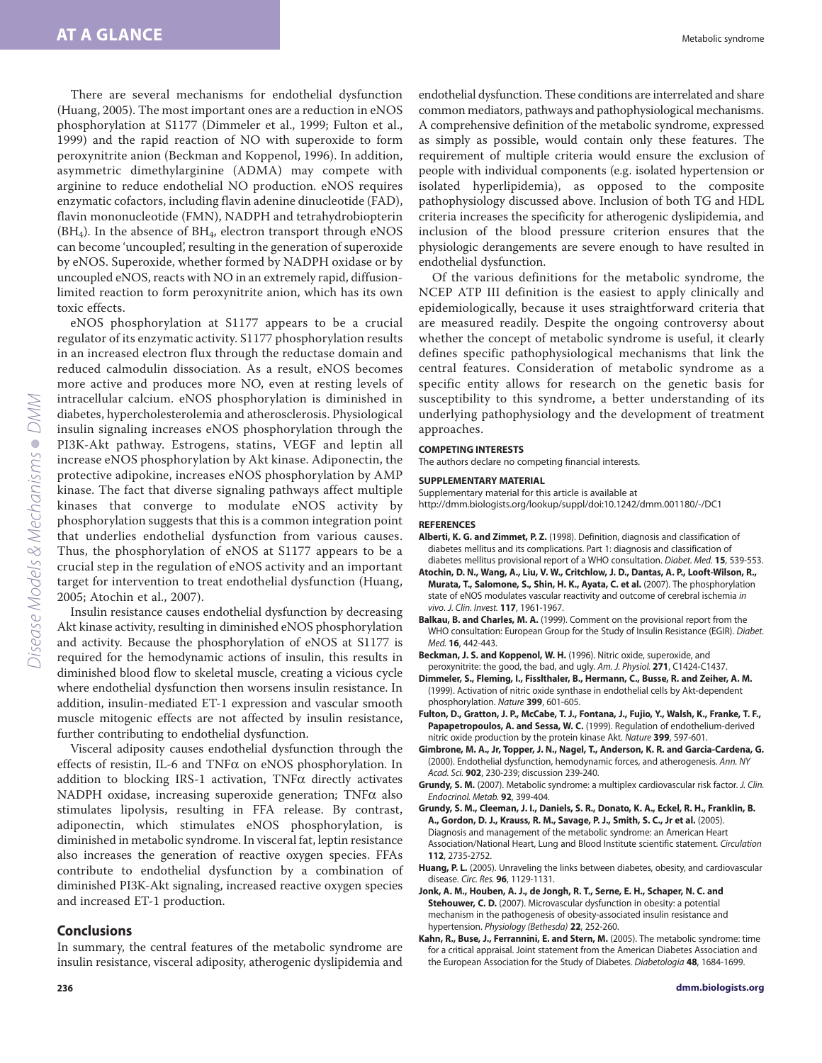There are several mechanisms for endothelial dysfunction (Huang, 2005). The most important ones are a reduction in eNOS phosphorylation at S1177 (Dimmeler et al., 1999; Fulton et al., 1999) and the rapid reaction of NO with superoxide to form peroxynitrite anion (Beckman and Koppenol, 1996). In addition, asymmetric dimethylarginine (ADMA) may compete with arginine to reduce endothelial NO production. eNOS requires enzymatic cofactors, including flavin adenine dinucleotide (FAD), flavin mononucleotide (FMN), NADPH and tetrahydrobiopterin ($BH_4$). In the absence of $BH_4$, electron transport through eNOS can become 'uncoupled', resulting in the generation of superoxide by eNOS. Superoxide, whether formed by NADPH oxidase or by uncoupled eNOS, reacts with NO in an extremely rapid, diffusion-limited reaction to form peroxynitrite anion, which has its own toxic effects.

eNOS phosphorylation at S1177 appears to be a crucial regulator of its enzymatic activity. S1177 phosphorylation results in an increased electron flux through the reductase domain and reduced calmodulin dissociation. As a result, eNOS becomes more active and produces more NO, even at resting levels of intracellular calcium. eNOS phosphorylation is diminished in diabetes, hypercholesterolemia and atherosclerosis. Physiological insulin signaling increases eNOS phosphorylation through the PI3K-Akt pathway. Estrogens, statins, VEGF and leptin all increase eNOS phosphorylation by Akt kinase. Adiponectin, the protective adipokine, increases eNOS phosphorylation by AMP kinase. The fact that diverse signaling pathways affect multiple kinases that converge to modulate eNOS activity by phosphorylation suggests that this is a common integration point that underlies endothelial dysfunction from various causes. Thus, the phosphorylation of eNOS at S1177 appears to be a crucial step in the regulation of eNOS activity and an important target for intervention to treat endothelial dysfunction (Huang, 2005; Atochin et al., 2007).

Insulin resistance causes endothelial dysfunction by decreasing Akt kinase activity, resulting in diminished eNOS phosphorylation and activity. Because the phosphorylation of eNOS at S1177 is required for the hemodynamic actions of insulin, this results in diminished blood flow to skeletal muscle, creating a vicious cycle where endothelial dysfunction then worsens insulin resistance. In addition, insulin-mediated ET-1 expression and vascular smooth muscle mitogenic effects are not affected by insulin resistance, further contributing to endothelial dysfunction.

Visceral adiposity causes endothelial dysfunction through the effects of resistin, IL-6 and TNF$\alpha$ on eNOS phosphorylation. In addition to blocking IRS-1 activation, TNF$\alpha$ directly activates NADPH oxidase, increasing superoxide generation; TNF$\alpha$ also stimulates lipolysis, resulting in FFA release. By contrast, adiponectin, which stimulates eNOS phosphorylation, is diminished in metabolic syndrome. In visceral fat, leptin resistance also increases the generation of reactive oxygen species. FFAs contribute to endothelial dysfunction by a combination of diminished PI3K-Akt signaling, increased reactive oxygen species and increased ET-1 production.

## Conclusions

In summary, the central features of the metabolic syndrome are insulin resistance, visceral adiposity, atherogenic dyslipidemia and endothelial dysfunction. These conditions are interrelated and share common mediators, pathways and pathophysiological mechanisms. A comprehensive definition of the metabolic syndrome, expressed as simply as possible, would contain only these features. The requirement of multiple criteria would ensure the exclusion of people with individual components (e.g. isolated hypertension or isolated hyperlipidemia), as opposed to the composite pathophysiology discussed above. Inclusion of both TG and HDL criteria increases the specificity for atherogenic dyslipidemia, and inclusion of the blood pressure criterion ensures that the physiologic derangements are severe enough to have resulted in endothelial dysfunction.

Of the various definitions for the metabolic syndrome, the NCEP ATP III definition is the easiest to apply clinically and epidemiologically, because it uses straightforward criteria that are measured readily. Despite the ongoing controversy about whether the concept of metabolic syndrome is useful, it clearly defines specific pathophysiological mechanisms that link the central features. Consideration of metabolic syndrome as a specific entity allows for research on the genetic basis for susceptibility to this syndrome, a better understanding of its underlying pathophysiology and the development of treatment approaches.

**COMPETING INTERESTS**

The authors declare no competing financial interests.

**SUPPLEMENTARY MATERIAL**

Supplementary material for this article is available at http://dmm.biologists.org/lookup/suppl/doi:10.1242/dmm.001180/-/DC1

**REFERENCES**

**Alberti, K. G. and Zimmet, P. Z.** (1998). Definition, diagnosis and classification of diabetes mellitus and its complications. Part 1: diagnosis and classification of diabetes mellitus provisional report of a WHO consultation. *Diabet. Med.* **15**, 539-553.

**Atochin, D. N., Wang, A., Liu, V. W., Critchlow, J. D., Dantas, A. P., Looft-Wilson, R., Murata, T., Salomone, S., Shin, H. K., Ayata, C. et al.** (2007). The phosphorylation state of eNOS modulates vascular reactivity and outcome of cerebral ischemia *in vivo*. *J. Clin. Invest.* **117**, 1961-1967.

**Balkau, B. and Charles, M. A.** (1999). Comment on the provisional report from the WHO consultation: European Group for the Study of Insulin Resistance (EGIR). *Diabet. Med.* **16**, 442-443.

**Beckman, J. S. and Koppenol, W. H.** (1996). Nitric oxide, superoxide, and peroxynitrite: the good, the bad, and ugly. *Am. J. Physiol.* **271**, C1424-C1437.

**Dimmeler, S., Fleming, I., Fisslthaler, B., Hermann, C., Busse, R. and Zeiher, A. M.** (1999). Activation of nitric oxide synthase in endothelial cells by Akt-dependent phosphorylation. *Nature* **399**, 601-605.

**Fulton, D., Gratton, J. P., McCabe, T. J., Fontana, J., Fujio, Y., Walsh, K., Franke, T. F., Papapetropoulos, A. and Sessa, W. C.** (1999). Regulation of endothelium-derived nitric oxide production by the protein kinase Akt. *Nature* **399**, 597-601.

**Gimbrone, M. A., Jr, Topper, J. N., Nagel, T., Anderson, K. R. and Garcia-Cardena, G.** (2000). Endothelial dysfunction, hemodynamic forces, and atherogenesis. *Ann. NY Acad. Sci.* **902**, 230-239; discussion 239-240.

**Grundy, S. M.** (2007). Metabolic syndrome: a multiplex cardiovascular risk factor. *J. Clin. Endocrinol. Metab.* **92**, 399-404.

**Grundy, S. M., Cleeman, J. I., Daniels, S. R., Donato, K. A., Eckel, R. H., Franklin, B. A., Gordon, D. J., Krauss, R. M., Savage, P. J., Smith, S. C., Jr et al.** (2005). Diagnosis and management of the metabolic syndrome: an American Heart Association/National Heart, Lung and Blood Institute scientific statement. *Circulation* **112**, 2735-2752.

**Huang, P. L.** (2005). Unraveling the links between diabetes, obesity, and cardiovascular disease. *Circ. Res.* **96**, 1129-1131.

**Jonk, A. M., Houben, A. J., de Jongh, R. T., Serne, E. H., Schaper, N. C. and Stehouwer, C. D.** (2007). Microvascular dysfunction in obesity: a potential mechanism in the pathogenesis of obesity-associated insulin resistance and hypertension. *Physiology (Bethesda)* **22**, 252-260.

**Kahn, R., Buse, J., Ferrannini, E. and Stern, M.** (2005). The metabolic syndrome: time for a critical appraisal. Joint statement from the American Diabetes Association and the European Association for the Study of Diabetes. *Diabetologia* **48**, 1684-1699.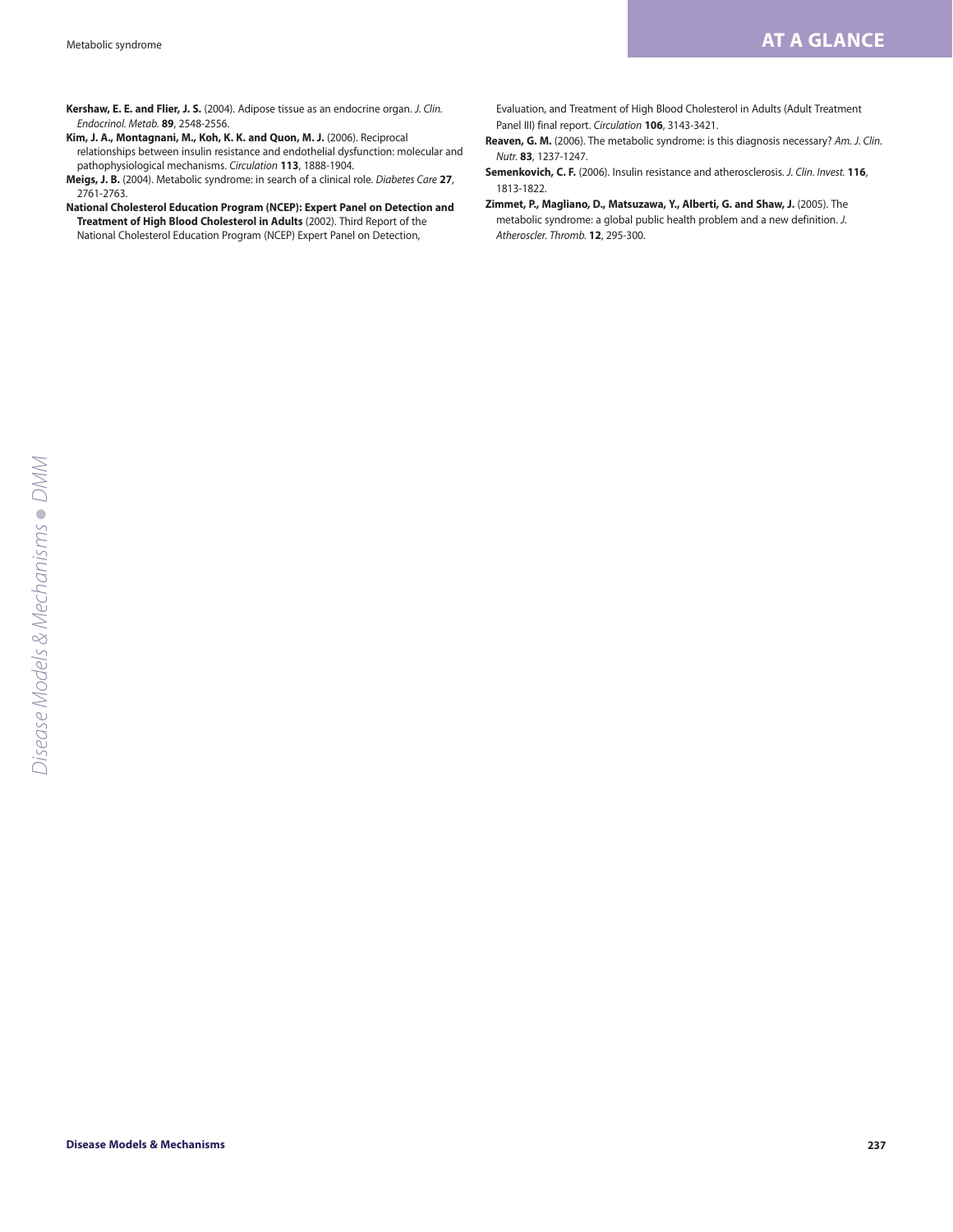**Kershaw, E. E. and Flier, J. S.** (2004). Adipose tissue as an endocrine organ. *J. Clin. Endocrinol. Metab.* **89**, 2548-2556.

**Kim, J. A., Montagnani, M., Koh, K. K. and Quon, M. J.** (2006). Reciprocal relationships between insulin resistance and endothelial dysfunction: molecular and pathophysiological mechanisms. *Circulation* **113**, 1888-1904.

**Meigs, J. B.** (2004). Metabolic syndrome: in search of a clinical role. *Diabetes Care* **27**, 2761-2763.

**National Cholesterol Education Program (NCEP): Expert Panel on Detection and Treatment of High Blood Cholesterol in Adults** (2002). Third Report of the National Cholesterol Education Program (NCEP) Expert Panel on Detection, Evaluation, and Treatment of High Blood Cholesterol in Adults (Adult Treatment Panel III) final report. *Circulation* **106**, 3143-3421.

**Reaven, G. M.** (2006). The metabolic syndrome: is this diagnosis necessary? *Am. J. Clin. Nutr.* **83**, 1237-1247.

**Semenkovich, C. F.** (2006). Insulin resistance and atherosclerosis. *J. Clin. Invest.* **116**, 1813-1822.

**Zimmet, P., Magliano, D., Matsuzawa, Y., Alberti, G. and Shaw, J.** (2005). The metabolic syndrome: a global public health problem and a new definition. *J. Atheroscler. Thromb.* **12**, 295-300.